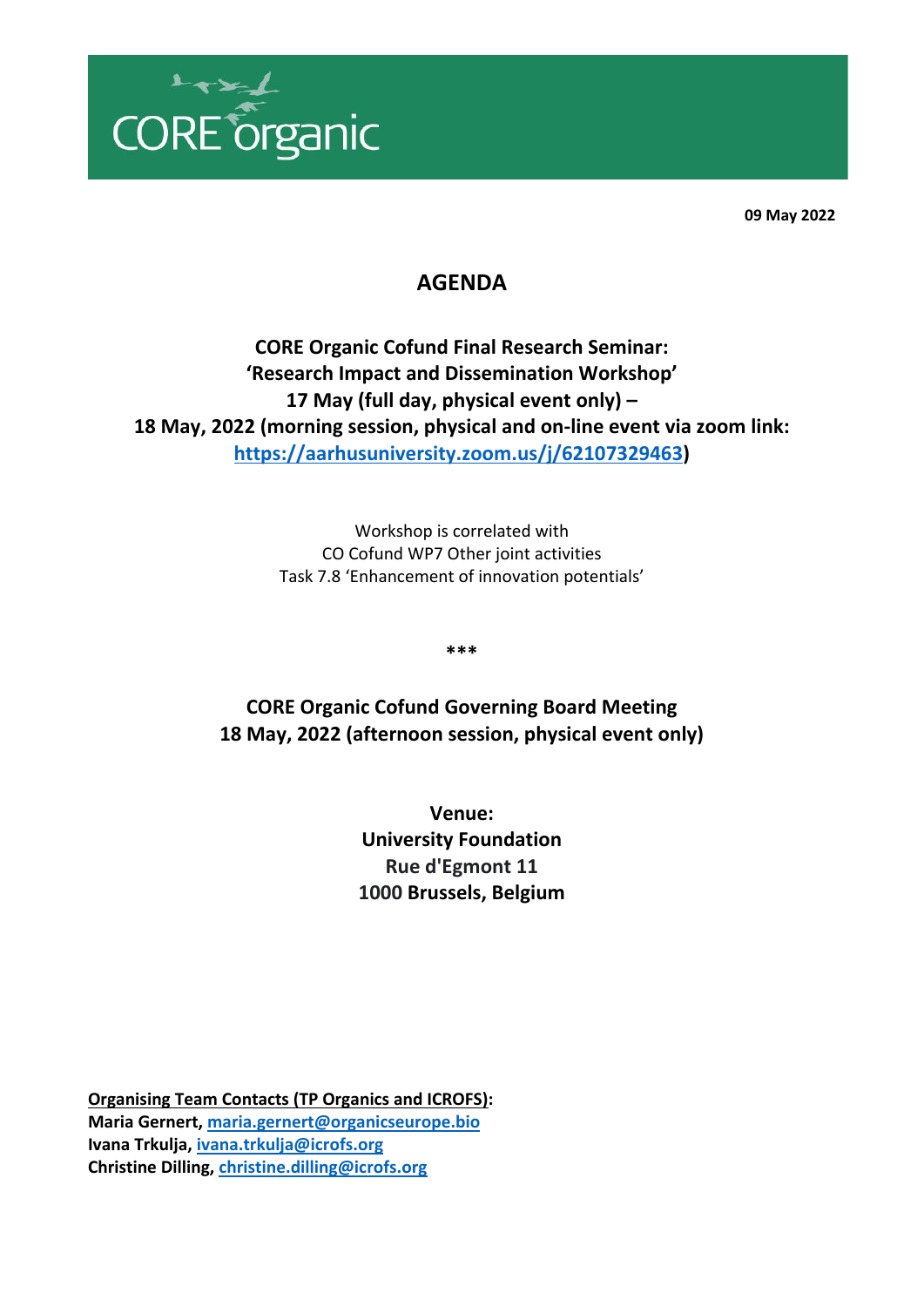CORE organic

**09 May 2022**

# AGENDA

## CORE Organic Cofund Final Research Seminar: 'Research Impact and Dissemination Workshop' 17 May (full day, physical event only) – 18 May, 2022 (morning session, physical and on-line event via zoom link: [https://aarhusuniversity.zoom.us/j/62107329463](https://aarhusuniversity.zoom.us/j/62107329463))

Workshop is correlated with
CO Cofund WP7 Other joint activities
Task 7.8 'Enhancement of innovation potentials'

***

## CORE Organic Cofund Governing Board Meeting 18 May, 2022 (afternoon session, physical event only)

**Venue:**
**University Foundation**
**Rue d'Egmont 11**
**1000 Brussels, Belgium**

**Organising Team Contacts (TP Organics and ICROFS):**
**Maria Gernert, [maria.gernert@organicseurope.bio](mailto:maria.gernert@organicseurope.bio)**
**Ivana Trkulja, [ivana.trkulja@icrofs.org](mailto:ivana.trkulja@icrofs.org)**
**Christine Dilling, [christine.dilling@icrofs.org](mailto:christine.dilling@icrofs.org)**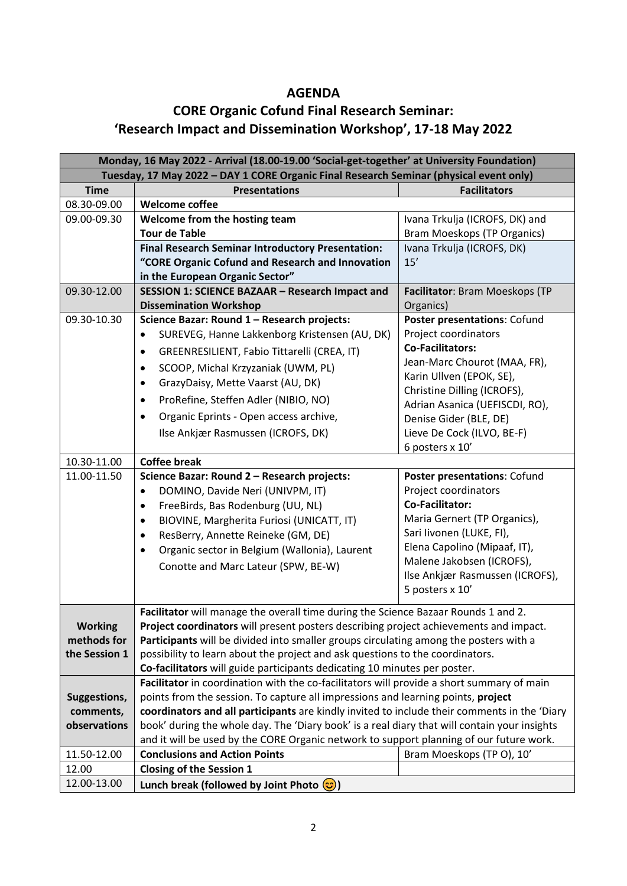# AGENDA

## CORE Organic Cofund Final Research Seminar: 'Research Impact and Dissemination Workshop', 17-18 May 2022

| Time | Presentations | Facilitators |
|---|---|---|
| **Monday, 16 May 2022 - Arrival (18.00-19.00 'Social-get-together' at University Foundation)** | | |
| **Tuesday, 17 May 2022 – DAY 1 CORE Organic Final Research Seminar (physical event only)** | | |
| **Time** | **Presentations** | **Facilitators** |
| 08.30-09.00 | **Welcome coffee** | |
| 09.00-09.30 | **Welcome from the hosting team**<br>**Tour de Table** | Ivana Trkulja (ICROFS, DK) and Bram Moeskops (TP Organics) |
| | **Final Research Seminar Introductory Presentation: "CORE Organic Cofund and Research and Innovation in the European Organic Sector"** | Ivana Trkulja (ICROFS, DK)<br>15' |
| 09.30-12.00 | **SESSION 1: SCIENCE BAZAAR – Research Impact and Dissemination Workshop** | **Facilitator**: Bram Moeskops (TP Organics) |
| 09.30-10.30 | **Science Bazar: Round 1 – Research projects:**<br>• SUREVEG, Hanne Lakkenborg Kristensen (AU, DK)<br>• GREENRESILIENT, Fabio Tittarelli (CREA, IT)<br>• SCOOP, Michal Krzyzaniak (UWM, PL)<br>• GrazyDaisy, Mette Vaarst (AU, DK)<br>• ProRefine, Steffen Adler (NIBIO, NO)<br>• Organic Eprints - Open access archive, Ilse Ankjær Rasmussen (ICROFS, DK) | **Poster presentations**: Cofund Project coordinators<br>**Co-Facilitators:**<br>Jean-Marc Chourot (MAA, FR),<br>Karin Ullven (EPOK, SE),<br>Christine Dilling (ICROFS),<br>Adrian Asanica (UEFISCDI, RO),<br>Denise Gider (BLE, DE)<br>Lieve De Cock (ILVO, BE-F)<br>6 posters x 10' |
| 10.30-11.00 | **Coffee break** | |
| 11.00-11.50 | **Science Bazar: Round 2 – Research projects:**<br>• DOMINO, Davide Neri (UNIVPM, IT)<br>• FreeBirds, Bas Rodenburg (UU, NL)<br>• BIOVINE, Margherita Furiosi (UNICATT, IT)<br>• ResBerry, Annette Reineke (GM, DE)<br>• Organic sector in Belgium (Wallonia), Laurent Conotte and Marc Lateur (SPW, BE-W) | **Poster presentations**: Cofund Project coordinators<br>**Co-Facilitator:**<br>Maria Gernert (TP Organics),<br>Sari Iivonen (LUKE, FI),<br>Elena Capolino (Mipaaf, IT),<br>Malene Jakobsen (ICROFS),<br>Ilse Ankjær Rasmussen (ICROFS),<br>5 posters x 10' |
| **Working methods for the Session 1** | **Facilitator** will manage the overall time during the Science Bazaar Rounds 1 and 2.<br>**Project coordinators** will present posters describing project achievements and impact.<br>**Participants** will be divided into smaller groups circulating among the posters with a possibility to learn about the project and ask questions to the coordinators.<br>**Co-facilitators** will guide participants dedicating 10 minutes per poster. | |
| **Suggestions, comments, observations** | **Facilitator** in coordination with the co-facilitators will provide a short summary of main points from the session. To capture all impressions and learning points, **project coordinators and all participants** are kindly invited to include their comments in the 'Diary book' during the whole day. The 'Diary book' is a real diary that will contain your insights and it will be used by the CORE Organic network to support planning of our future work. | |
| 11.50-12.00 | **Conclusions and Action Points** | Bram Moeskops (TP O), 10' |
| 12.00 | **Closing of the Session 1** | |
| 12.00-13.00 | **Lunch break (followed by Joint Photo 😊)** | |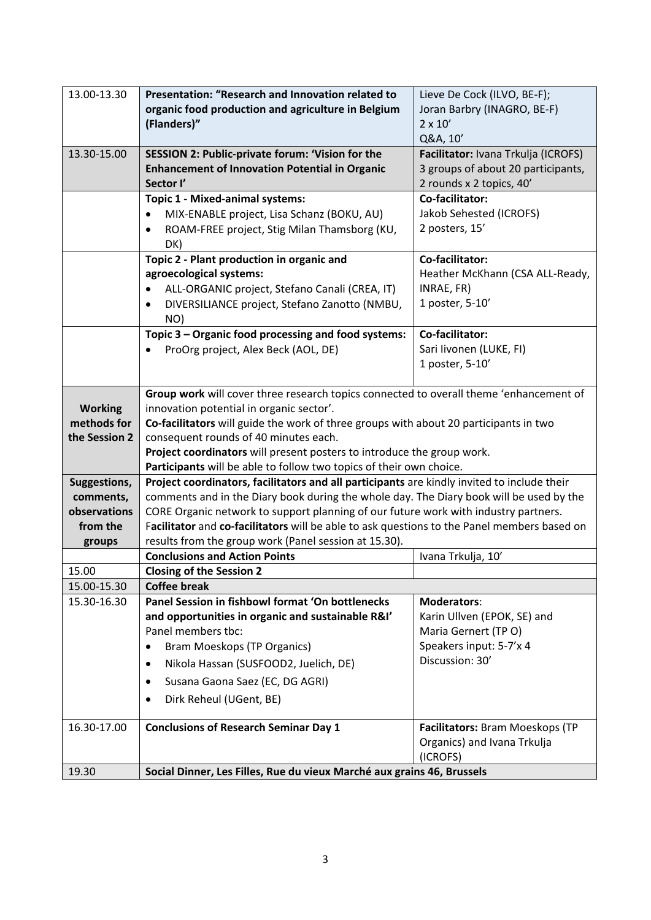| | | |
|---|---|---|
| 13.00-13.30 | **Presentation: "Research and Innovation related to organic food production and agriculture in Belgium (Flanders)"** | Lieve De Cock (ILVO, BE-F);<br>Joran Barbry (INAGRO, BE-F)<br>2 x 10'<br>Q&A, 10' |
| 13.30-15.00 | **SESSION 2: Public-private forum: 'Vision for the Enhancement of Innovation Potential in Organic Sector I'** | **Facilitator:** Ivana Trkulja (ICROFS)<br>3 groups of about 20 participants, 2 rounds x 2 topics, 40' |
| | **Topic 1 - Mixed-animal systems:**<br>• MIX-ENABLE project, Lisa Schanz (BOKU, AU)<br>• ROAM-FREE project, Stig Milan Thamsborg (KU, DK) | **Co-facilitator:**<br>Jakob Sehested (ICROFS)<br>2 posters, 15' |
| | **Topic 2 - Plant production in organic and agroecological systems:**<br>• ALL-ORGANIC project, Stefano Canali (CREA, IT)<br>• DIVERSILIANCE project, Stefano Zanotto (NMBU, NO) | **Co-facilitator:**<br>Heather McKhann (CSA ALL-Ready, INRAE, FR)<br>1 poster, 5-10' |
| | **Topic 3 – Organic food processing and food systems:**<br>• ProOrg project, Alex Beck (AOL, DE) | **Co-facilitator:**<br>Sari Iivonen (LUKE, FI)<br>1 poster, 5-10' |
| **Working methods for the Session 2** | **Group work** will cover three research topics connected to overall theme 'enhancement of innovation potential in organic sector'.<br>**Co-facilitators** will guide the work of three groups with about 20 participants in two consequent rounds of 40 minutes each.<br>**Project coordinators** will present posters to introduce the group work.<br>**Participants** will be able to follow two topics of their own choice. | |
| **Suggestions, comments, observations from the groups** | **Project coordinators, facilitators and all participants** are kindly invited to include their comments and in the Diary book during the whole day. The Diary book will be used by the CORE Organic network to support planning of our future work with industry partners.<br>F**acilitator** and **co-facilitators** will be able to ask questions to the Panel members based on results from the group work (Panel session at 15.30). | |
| | **Conclusions and Action Points** | Ivana Trkulja, 10' |
| 15.00 | **Closing of the Session 2** | |
| 15.00-15.30 | **Coffee break** | |
| 15.30-16.30 | **Panel Session in fishbowl format 'On bottlenecks and opportunities in organic and sustainable R&I'**<br>Panel members tbc:<br>• Bram Moeskops (TP Organics)<br>• Nikola Hassan (SUSFOOD2, Juelich, DE)<br>• Susana Gaona Saez (EC, DG AGRI)<br>• Dirk Reheul (UGent, BE) | **Moderators**:<br>Karin Ullven (EPOK, SE) and Maria Gernert (TP O)<br>Speakers input: 5-7'x 4<br>Discussion: 30' |
| 16.30-17.00 | **Conclusions of Research Seminar Day 1** | **Facilitators:** Bram Moeskops (TP Organics) and Ivana Trkulja (ICROFS) |
| 19.30 | **Social Dinner, Les Filles, Rue du vieux Marché aux grains 46, Brussels** | |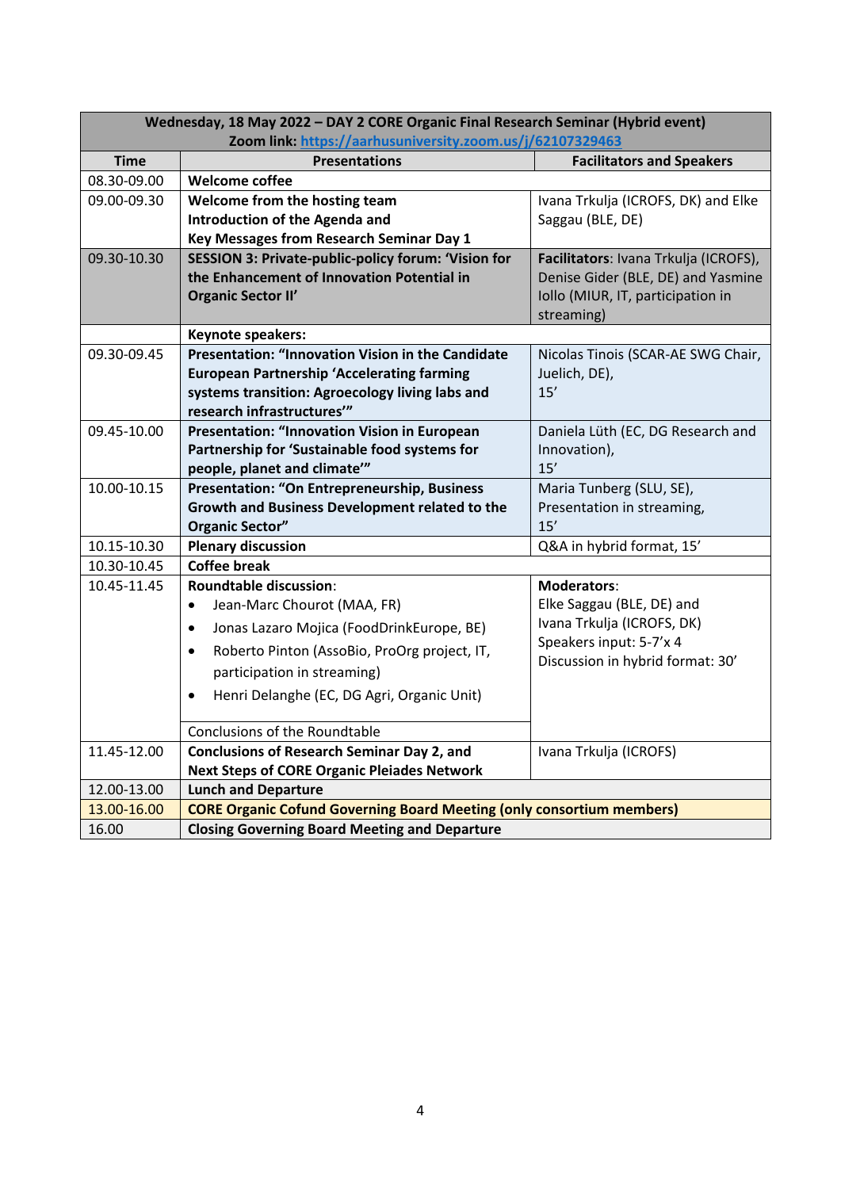| Wednesday, 18 May 2022 – DAY 2 CORE Organic Final Research Seminar (Hybrid event) Zoom link: https://aarhusuniversity.zoom.us/j/62107329463 | | |
|---|---|---|
| **Time** | **Presentations** | **Facilitators and Speakers** |
| 08.30-09.00 | **Welcome coffee** | |
| 09.00-09.30 | **Welcome from the hosting team Introduction of the Agenda and Key Messages from Research Seminar Day 1** | Ivana Trkulja (ICROFS, DK) and Elke Saggau (BLE, DE) |
| 09.30-10.30 | **SESSION 3: Private-public-policy forum: 'Vision for the Enhancement of Innovation Potential in Organic Sector II'** | **Facilitators**: Ivana Trkulja (ICROFS), Denise Gider (BLE, DE) and Yasmine Iollo (MIUR, IT, participation in streaming) |
| | **Keynote speakers:** | |
| 09.30-09.45 | **Presentation: "Innovation Vision in the Candidate European Partnership 'Accelerating farming systems transition: Agroecology living labs and research infrastructures'"** | Nicolas Tinois (SCAR-AE SWG Chair, Juelich, DE), 15' |
| 09.45-10.00 | **Presentation: "Innovation Vision in European Partnership for 'Sustainable food systems for people, planet and climate'"** | Daniela Lüth (EC, DG Research and Innovation), 15' |
| 10.00-10.15 | **Presentation: "On Entrepreneurship, Business Growth and Business Development related to the Organic Sector"** | Maria Tunberg (SLU, SE), Presentation in streaming, 15' |
| 10.15-10.30 | **Plenary discussion** | Q&A in hybrid format, 15' |
| 10.30-10.45 | **Coffee break** | |
| 10.45-11.45 | **Roundtable discussion**: <br>• Jean-Marc Chourot (MAA, FR) <br>• Jonas Lazaro Mojica (FoodDrinkEurope, BE) <br>• Roberto Pinton (AssoBio, ProOrg project, IT, participation in streaming) <br>• Henri Delanghe (EC, DG Agri, Organic Unit) <br><br>Conclusions of the Roundtable | **Moderators**: Elke Saggau (BLE, DE) and Ivana Trkulja (ICROFS, DK) Speakers input: 5-7'x 4 Discussion in hybrid format: 30' |
| 11.45-12.00 | **Conclusions of Research Seminar Day 2, and Next Steps of CORE Organic Pleiades Network** | Ivana Trkulja (ICROFS) |
| 12.00-13.00 | **Lunch and Departure** | |
| 13.00-16.00 | **CORE Organic Cofund Governing Board Meeting (only consortium members)** | |
| 16.00 | **Closing Governing Board Meeting and Departure** | |